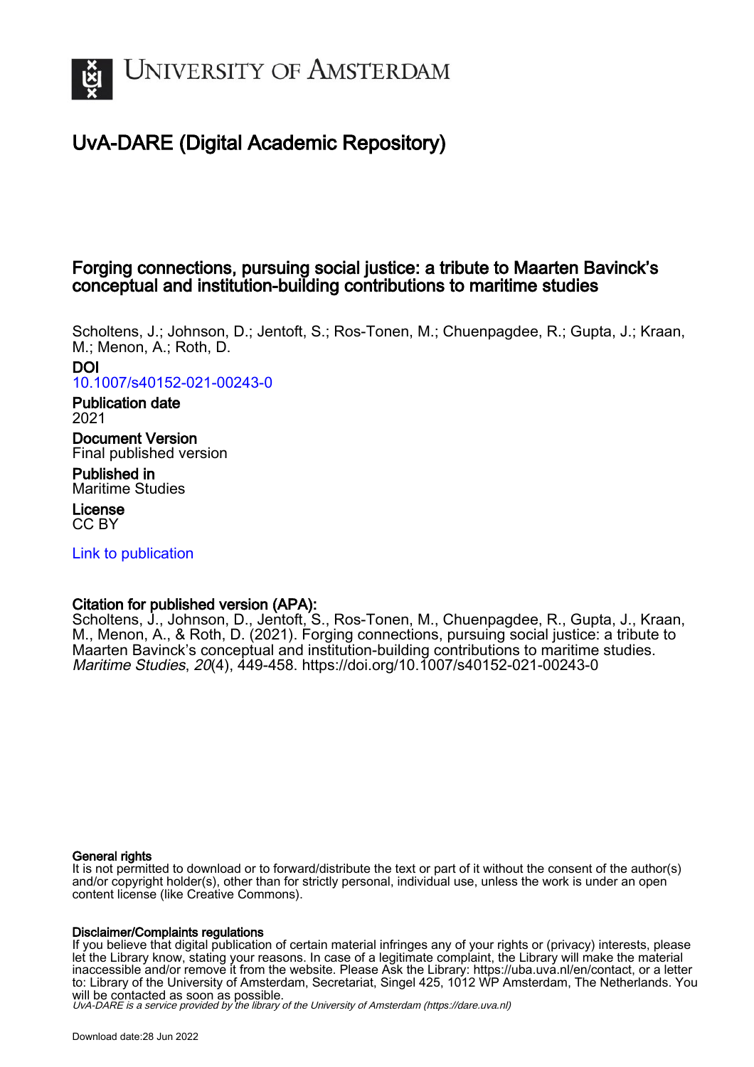# UvA-DARE (Digital Academic Repository)

## Forging connections, pursuing social justice: a tribute to Maarten Bavinck's conceptual and institution-building contributions to maritime studies

Scholtens, J.; Johnson, D.; Jentoft, S.; Ros-Tonen, M.; Chuenpagdee, R.; Gupta, J.; Kraan, M.; Menon, A.; Roth, D.

**DOI**
10.1007/s40152-021-00243-0

**Publication date**
2021

**Document Version**
Final published version

**Published in**
Maritime Studies

**License**
CC BY

Link to publication

**Citation for published version (APA):**
Scholtens, J., Johnson, D., Jentoft, S., Ros-Tonen, M., Chuenpagdee, R., Gupta, J., Kraan, M., Menon, A., & Roth, D. (2021). Forging connections, pursuing social justice: a tribute to Maarten Bavinck's conceptual and institution-building contributions to maritime studies. *Maritime Studies*, *20*(4), 449-458. https://doi.org/10.1007/s40152-021-00243-0

**General rights**
It is not permitted to download or to forward/distribute the text or part of it without the consent of the author(s) and/or copyright holder(s), other than for strictly personal, individual use, unless the work is under an open content license (like Creative Commons).

**Disclaimer/Complaints regulations**
If you believe that digital publication of certain material infringes any of your rights or (privacy) interests, please let the Library know, stating your reasons. In case of a legitimate complaint, the Library will make the material inaccessible and/or remove it from the website. Please Ask the Library: https://uba.uva.nl/en/contact, or a letter to: Library of the University of Amsterdam, Secretariat, Singel 425, 1012 WP Amsterdam, The Netherlands. You will be contacted as soon as possible.
*UvA-DARE is a service provided by the library of the University of Amsterdam (https://dare.uva.nl)*

Download date:28 Jun 2022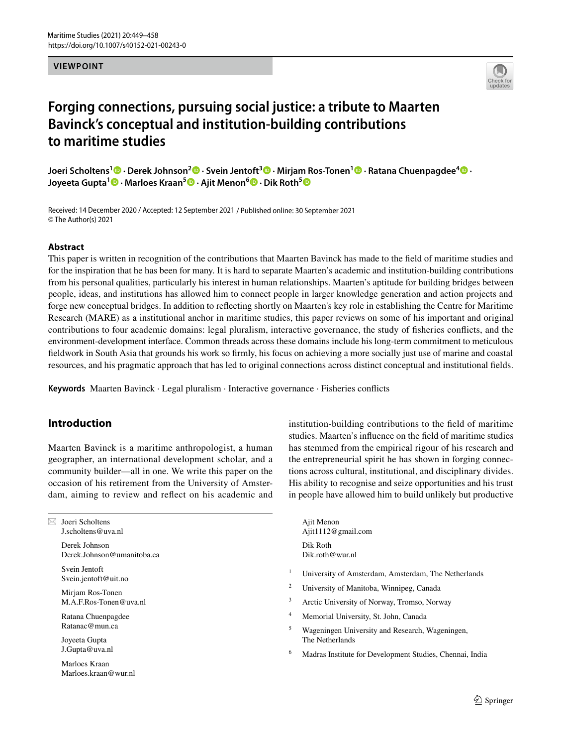**VIEWPOINT**

# Forging connections, pursuing social justice: a tribute to Maarten Bavinck's conceptual and institution-building contributions to maritime studies

**Joeri Scholtens**[1] · **Derek Johnson**[2] · **Svein Jentoft**[3] · **Mirjam Ros-Tonen**[1] · **Ratana Chuenpagdee**[4] · **Joyeeta Gupta**[1] · **Marloes Kraan**[5] · **Ajit Menon**[6] · **Dik Roth**[5]

Received: 14 December 2020 / Accepted: 12 September 2021 / Published online: 30 September 2021
© The Author(s) 2021

## Abstract

This paper is written in recognition of the contributions that Maarten Bavinck has made to the field of maritime studies and for the inspiration that he has been for many. It is hard to separate Maarten's academic and institution-building contributions from his personal qualities, particularly his interest in human relationships. Maarten's aptitude for building bridges between people, ideas, and institutions has allowed him to connect people in larger knowledge generation and action projects and forge new conceptual bridges. In addition to reflecting shortly on Maarten's key role in establishing the Centre for Maritime Research (MARE) as a institutional anchor in maritime studies, this paper reviews on some of his important and original contributions to four academic domains: legal pluralism, interactive governance, the study of fisheries conflicts, and the environment-development interface. Common threads across these domains include his long-term commitment to meticulous fieldwork in South Asia that grounds his work so firmly, his focus on achieving a more socially just use of marine and coastal resources, and his pragmatic approach that has led to original connections across distinct conceptual and institutional fields.

**Keywords** Maarten Bavinck · Legal pluralism · Interactive governance · Fisheries conflicts

## Introduction

Maarten Bavinck is a maritime anthropologist, a human geographer, an international development scholar, and a community builder—all in one. We write this paper on the occasion of his retirement from the University of Amsterdam, aiming to review and reflect on his academic and institution-building contributions to the field of maritime studies. Maarten's influence on the field of maritime studies has stemmed from the empirical rigour of his research and the entrepreneurial spirit he has shown in forging connections across cultural, institutional, and disciplinary divides. His ability to recognise and seize opportunities and his trust in people have allowed him to build unlikely but productive

✉ Joeri Scholtens
J.scholtens@uva.nl

Derek Johnson
Derek.Johnson@umanitoba.ca

Svein Jentoft
Svein.jentoft@uit.no

Mirjam Ros-Tonen
M.A.F.Ros-Tonen@uva.nl

Ratana Chuenpagdee
Ratanac@mun.ca

Joyeeta Gupta
J.Gupta@uva.nl

Marloes Kraan
Marloes.kraan@wur.nl

Ajit Menon
Ajit1112@gmail.com

Dik Roth
Dik.roth@wur.nl

[1] University of Amsterdam, Amsterdam, The Netherlands

[2] University of Manitoba, Winnipeg, Canada

[3] Arctic University of Norway, Tromso, Norway

[4] Memorial University, St. John, Canada

[5] Wageningen University and Research, Wageningen, The Netherlands

[6] Madras Institute for Development Studies, Chennai, India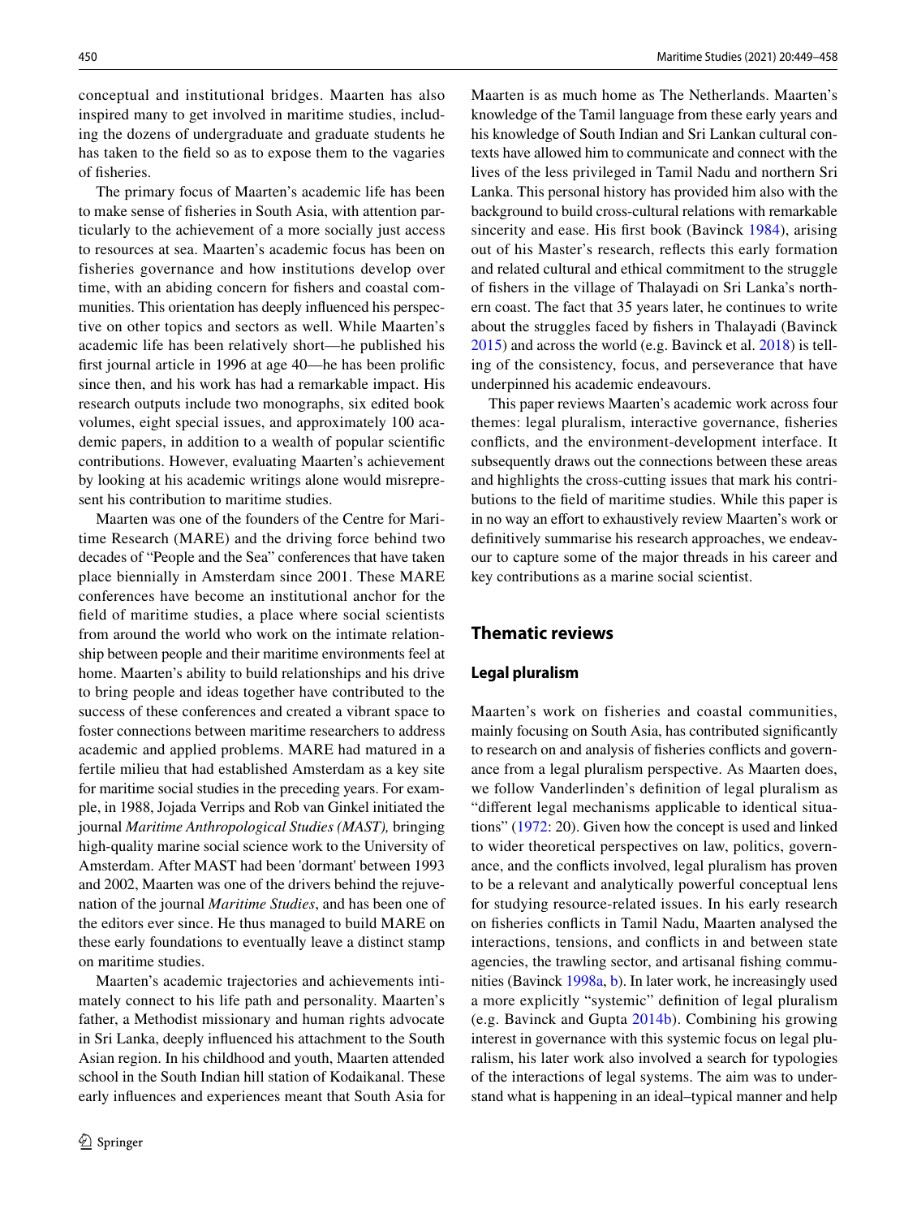conceptual and institutional bridges. Maarten has also inspired many to get involved in maritime studies, including the dozens of undergraduate and graduate students he has taken to the field so as to expose them to the vagaries of fisheries.

The primary focus of Maarten's academic life has been to make sense of fisheries in South Asia, with attention particularly to the achievement of a more socially just access to resources at sea. Maarten's academic focus has been on fisheries governance and how institutions develop over time, with an abiding concern for fishers and coastal communities. This orientation has deeply influenced his perspective on other topics and sectors as well. While Maarten's academic life has been relatively short—he published his first journal article in 1996 at age 40—he has been prolific since then, and his work has had a remarkable impact. His research outputs include two monographs, six edited book volumes, eight special issues, and approximately 100 academic papers, in addition to a wealth of popular scientific contributions. However, evaluating Maarten's achievement by looking at his academic writings alone would misrepresent his contribution to maritime studies.

Maarten was one of the founders of the Centre for Maritime Research (MARE) and the driving force behind two decades of "People and the Sea" conferences that have taken place biennially in Amsterdam since 2001. These MARE conferences have become an institutional anchor for the field of maritime studies, a place where social scientists from around the world who work on the intimate relationship between people and their maritime environments feel at home. Maarten's ability to build relationships and his drive to bring people and ideas together have contributed to the success of these conferences and created a vibrant space to foster connections between maritime researchers to address academic and applied problems. MARE had matured in a fertile milieu that had established Amsterdam as a key site for maritime social studies in the preceding years. For example, in 1988, Jojada Verrips and Rob van Ginkel initiated the journal *Maritime Anthropological Studies (MAST),* bringing high-quality marine social science work to the University of Amsterdam. After MAST had been 'dormant' between 1993 and 2002, Maarten was one of the drivers behind the rejuvenation of the journal *Maritime Studies*, and has been one of the editors ever since. He thus managed to build MARE on these early foundations to eventually leave a distinct stamp on maritime studies.

Maarten's academic trajectories and achievements intimately connect to his life path and personality. Maarten's father, a Methodist missionary and human rights advocate in Sri Lanka, deeply influenced his attachment to the South Asian region. In his childhood and youth, Maarten attended school in the South Indian hill station of Kodaikanal. These early influences and experiences meant that South Asia for Maarten is as much home as The Netherlands. Maarten's knowledge of the Tamil language from these early years and his knowledge of South Indian and Sri Lankan cultural contexts have allowed him to communicate and connect with the lives of the less privileged in Tamil Nadu and northern Sri Lanka. This personal history has provided him also with the background to build cross-cultural relations with remarkable sincerity and ease. His first book (Bavinck 1984), arising out of his Master's research, reflects this early formation and related cultural and ethical commitment to the struggle of fishers in the village of Thalayadi on Sri Lanka's northern coast. The fact that 35 years later, he continues to write about the struggles faced by fishers in Thalayadi (Bavinck 2015) and across the world (e.g. Bavinck et al. 2018) is telling of the consistency, focus, and perseverance that have underpinned his academic endeavours.

This paper reviews Maarten's academic work across four themes: legal pluralism, interactive governance, fisheries conflicts, and the environment-development interface. It subsequently draws out the connections between these areas and highlights the cross-cutting issues that mark his contributions to the field of maritime studies. While this paper is in no way an effort to exhaustively review Maarten's work or definitively summarise his research approaches, we endeavour to capture some of the major threads in his career and key contributions as a marine social scientist.

## Thematic reviews

### Legal pluralism

Maarten's work on fisheries and coastal communities, mainly focusing on South Asia, has contributed significantly to research on and analysis of fisheries conflicts and governance from a legal pluralism perspective. As Maarten does, we follow Vanderlinden's definition of legal pluralism as "different legal mechanisms applicable to identical situations" (1972: 20). Given how the concept is used and linked to wider theoretical perspectives on law, politics, governance, and the conflicts involved, legal pluralism has proven to be a relevant and analytically powerful conceptual lens for studying resource-related issues. In his early research on fisheries conflicts in Tamil Nadu, Maarten analysed the interactions, tensions, and conflicts in and between state agencies, the trawling sector, and artisanal fishing communities (Bavinck 1998a, b). In later work, he increasingly used a more explicitly "systemic" definition of legal pluralism (e.g. Bavinck and Gupta 2014b). Combining his growing interest in governance with this systemic focus on legal pluralism, his later work also involved a search for typologies of the interactions of legal systems. The aim was to understand what is happening in an ideal–typical manner and help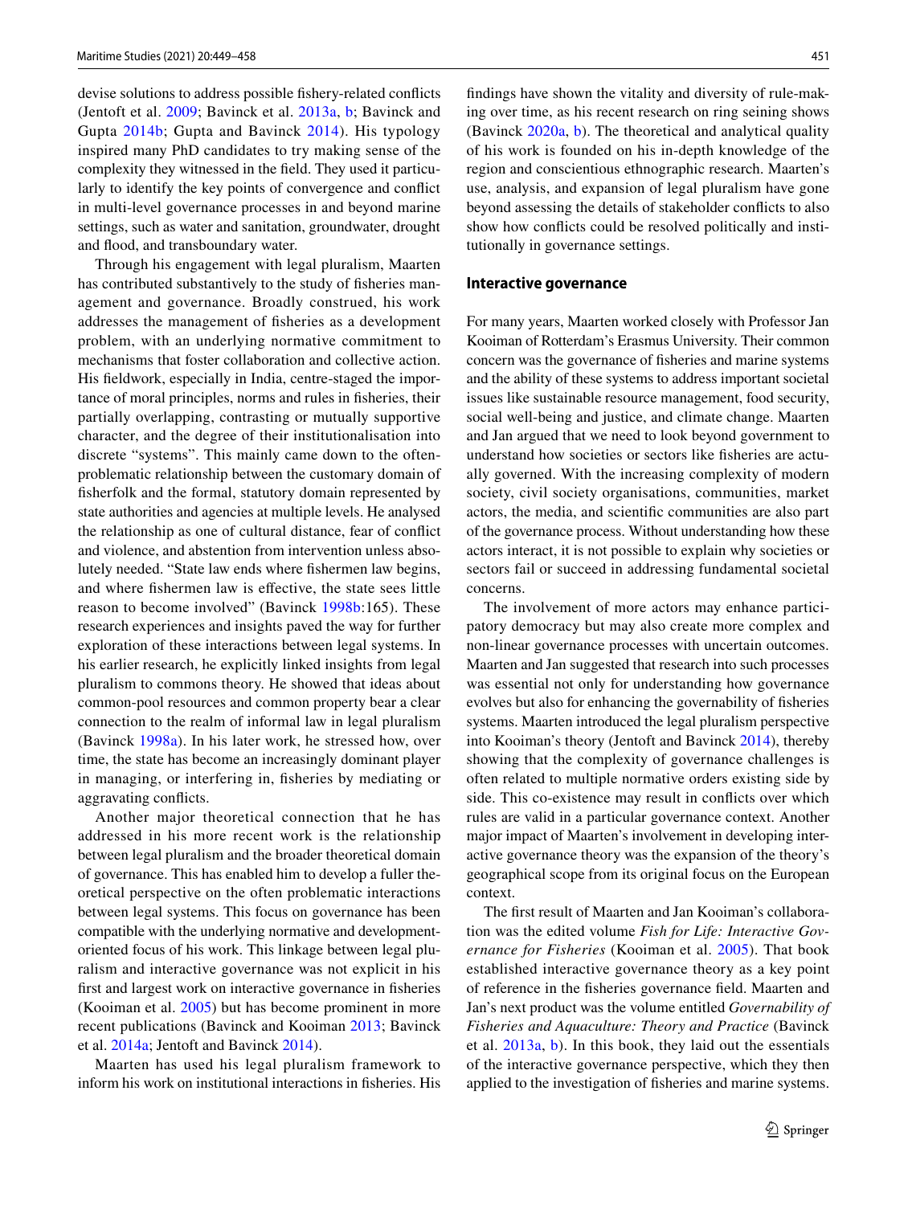devise solutions to address possible fishery-related conflicts (Jentoft et al. 2009; Bavinck et al. 2013a, b; Bavinck and Gupta 2014b; Gupta and Bavinck 2014). His typology inspired many PhD candidates to try making sense of the complexity they witnessed in the field. They used it particularly to identify the key points of convergence and conflict in multi-level governance processes in and beyond marine settings, such as water and sanitation, groundwater, drought and flood, and transboundary water.

Through his engagement with legal pluralism, Maarten has contributed substantively to the study of fisheries management and governance. Broadly construed, his work addresses the management of fisheries as a development problem, with an underlying normative commitment to mechanisms that foster collaboration and collective action. His fieldwork, especially in India, centre-staged the importance of moral principles, norms and rules in fisheries, their partially overlapping, contrasting or mutually supportive character, and the degree of their institutionalisation into discrete "systems". This mainly came down to the often-problematic relationship between the customary domain of fisherfolk and the formal, statutory domain represented by state authorities and agencies at multiple levels. He analysed the relationship as one of cultural distance, fear of conflict and violence, and abstention from intervention unless absolutely needed. "State law ends where fishermen law begins, and where fishermen law is effective, the state sees little reason to become involved" (Bavinck 1998b:165). These research experiences and insights paved the way for further exploration of these interactions between legal systems. In his earlier research, he explicitly linked insights from legal pluralism to commons theory. He showed that ideas about common-pool resources and common property bear a clear connection to the realm of informal law in legal pluralism (Bavinck 1998a). In his later work, he stressed how, over time, the state has become an increasingly dominant player in managing, or interfering in, fisheries by mediating or aggravating conflicts.

Another major theoretical connection that he has addressed in his more recent work is the relationship between legal pluralism and the broader theoretical domain of governance. This has enabled him to develop a fuller theoretical perspective on the often problematic interactions between legal systems. This focus on governance has been compatible with the underlying normative and development-oriented focus of his work. This linkage between legal pluralism and interactive governance was not explicit in his first and largest work on interactive governance in fisheries (Kooiman et al. 2005) but has become prominent in more recent publications (Bavinck and Kooiman 2013; Bavinck et al. 2014a; Jentoft and Bavinck 2014).

Maarten has used his legal pluralism framework to inform his work on institutional interactions in fisheries. His findings have shown the vitality and diversity of rule-making over time, as his recent research on ring seining shows (Bavinck 2020a, b). The theoretical and analytical quality of his work is founded on his in-depth knowledge of the region and conscientious ethnographic research. Maarten's use, analysis, and expansion of legal pluralism have gone beyond assessing the details of stakeholder conflicts to also show how conflicts could be resolved politically and institutionally in governance settings.

## Interactive governance

For many years, Maarten worked closely with Professor Jan Kooiman of Rotterdam's Erasmus University. Their common concern was the governance of fisheries and marine systems and the ability of these systems to address important societal issues like sustainable resource management, food security, social well-being and justice, and climate change. Maarten and Jan argued that we need to look beyond government to understand how societies or sectors like fisheries are actually governed. With the increasing complexity of modern society, civil society organisations, communities, market actors, the media, and scientific communities are also part of the governance process. Without understanding how these actors interact, it is not possible to explain why societies or sectors fail or succeed in addressing fundamental societal concerns.

The involvement of more actors may enhance participatory democracy but may also create more complex and non-linear governance processes with uncertain outcomes. Maarten and Jan suggested that research into such processes was essential not only for understanding how governance evolves but also for enhancing the governability of fisheries systems. Maarten introduced the legal pluralism perspective into Kooiman's theory (Jentoft and Bavinck 2014), thereby showing that the complexity of governance challenges is often related to multiple normative orders existing side by side. This co-existence may result in conflicts over which rules are valid in a particular governance context. Another major impact of Maarten's involvement in developing interactive governance theory was the expansion of the theory's geographical scope from its original focus on the European context.

The first result of Maarten and Jan Kooiman's collaboration was the edited volume *Fish for Life: Interactive Governance for Fisheries* (Kooiman et al. 2005). That book established interactive governance theory as a key point of reference in the fisheries governance field. Maarten and Jan's next product was the volume entitled *Governability of Fisheries and Aquaculture: Theory and Practice* (Bavinck et al. 2013a, b). In this book, they laid out the essentials of the interactive governance perspective, which they then applied to the investigation of fisheries and marine systems.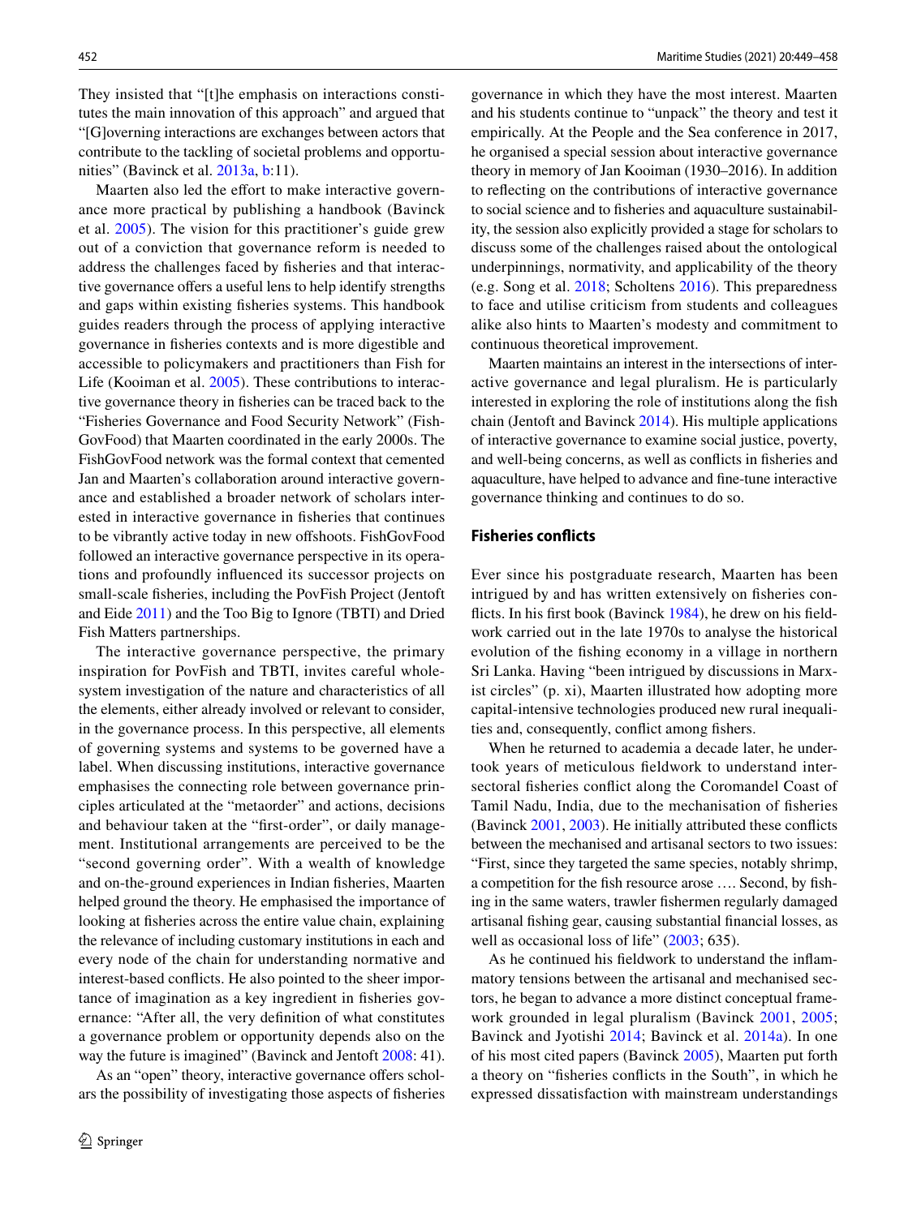They insisted that "[t]he emphasis on interactions constitutes the main innovation of this approach" and argued that "[G]overning interactions are exchanges between actors that contribute to the tackling of societal problems and opportunities" (Bavinck et al. 2013a, b:11).

Maarten also led the effort to make interactive governance more practical by publishing a handbook (Bavinck et al. 2005). The vision for this practitioner's guide grew out of a conviction that governance reform is needed to address the challenges faced by fisheries and that interactive governance offers a useful lens to help identify strengths and gaps within existing fisheries systems. This handbook guides readers through the process of applying interactive governance in fisheries contexts and is more digestible and accessible to policymakers and practitioners than Fish for Life (Kooiman et al. 2005). These contributions to interactive governance theory in fisheries can be traced back to the "Fisheries Governance and Food Security Network" (FishGovFood) that Maarten coordinated in the early 2000s. The FishGovFood network was the formal context that cemented Jan and Maarten's collaboration around interactive governance and established a broader network of scholars interested in interactive governance in fisheries that continues to be vibrantly active today in new offshoots. FishGovFood followed an interactive governance perspective in its operations and profoundly influenced its successor projects on small-scale fisheries, including the PovFish Project (Jentoft and Eide 2011) and the Too Big to Ignore (TBTI) and Dried Fish Matters partnerships.

The interactive governance perspective, the primary inspiration for PovFish and TBTI, invites careful whole-system investigation of the nature and characteristics of all the elements, either already involved or relevant to consider, in the governance process. In this perspective, all elements of governing systems and systems to be governed have a label. When discussing institutions, interactive governance emphasises the connecting role between governance principles articulated at the "metaorder" and actions, decisions and behaviour taken at the "first-order", or daily management. Institutional arrangements are perceived to be the "second governing order". With a wealth of knowledge and on-the-ground experiences in Indian fisheries, Maarten helped ground the theory. He emphasised the importance of looking at fisheries across the entire value chain, explaining the relevance of including customary institutions in each and every node of the chain for understanding normative and interest-based conflicts. He also pointed to the sheer importance of imagination as a key ingredient in fisheries governance: "After all, the very definition of what constitutes a governance problem or opportunity depends also on the way the future is imagined" (Bavinck and Jentoft 2008: 41).

As an "open" theory, interactive governance offers scholars the possibility of investigating those aspects of fisheries governance in which they have the most interest. Maarten and his students continue to "unpack" the theory and test it empirically. At the People and the Sea conference in 2017, he organised a special session about interactive governance theory in memory of Jan Kooiman (1930–2016). In addition to reflecting on the contributions of interactive governance to social science and to fisheries and aquaculture sustainability, the session also explicitly provided a stage for scholars to discuss some of the challenges raised about the ontological underpinnings, normativity, and applicability of the theory (e.g. Song et al. 2018; Scholtens 2016). This preparedness to face and utilise criticism from students and colleagues alike also hints to Maarten's modesty and commitment to continuous theoretical improvement.

Maarten maintains an interest in the intersections of interactive governance and legal pluralism. He is particularly interested in exploring the role of institutions along the fish chain (Jentoft and Bavinck 2014). His multiple applications of interactive governance to examine social justice, poverty, and well-being concerns, as well as conflicts in fisheries and aquaculture, have helped to advance and fine-tune interactive governance thinking and continues to do so.

## Fisheries conflicts

Ever since his postgraduate research, Maarten has been intrigued by and has written extensively on fisheries conflicts. In his first book (Bavinck 1984), he drew on his fieldwork carried out in the late 1970s to analyse the historical evolution of the fishing economy in a village in northern Sri Lanka. Having "been intrigued by discussions in Marxist circles" (p. xi), Maarten illustrated how adopting more capital-intensive technologies produced new rural inequalities and, consequently, conflict among fishers.

When he returned to academia a decade later, he undertook years of meticulous fieldwork to understand intersectoral fisheries conflict along the Coromandel Coast of Tamil Nadu, India, due to the mechanisation of fisheries (Bavinck 2001, 2003). He initially attributed these conflicts between the mechanised and artisanal sectors to two issues: "First, since they targeted the same species, notably shrimp, a competition for the fish resource arose …. Second, by fishing in the same waters, trawler fishermen regularly damaged artisanal fishing gear, causing substantial financial losses, as well as occasional loss of life" (2003; 635).

As he continued his fieldwork to understand the inflammatory tensions between the artisanal and mechanised sectors, he began to advance a more distinct conceptual framework grounded in legal pluralism (Bavinck 2001, 2005; Bavinck and Jyotishi 2014; Bavinck et al. 2014a). In one of his most cited papers (Bavinck 2005), Maarten put forth a theory on "fisheries conflicts in the South", in which he expressed dissatisfaction with mainstream understandings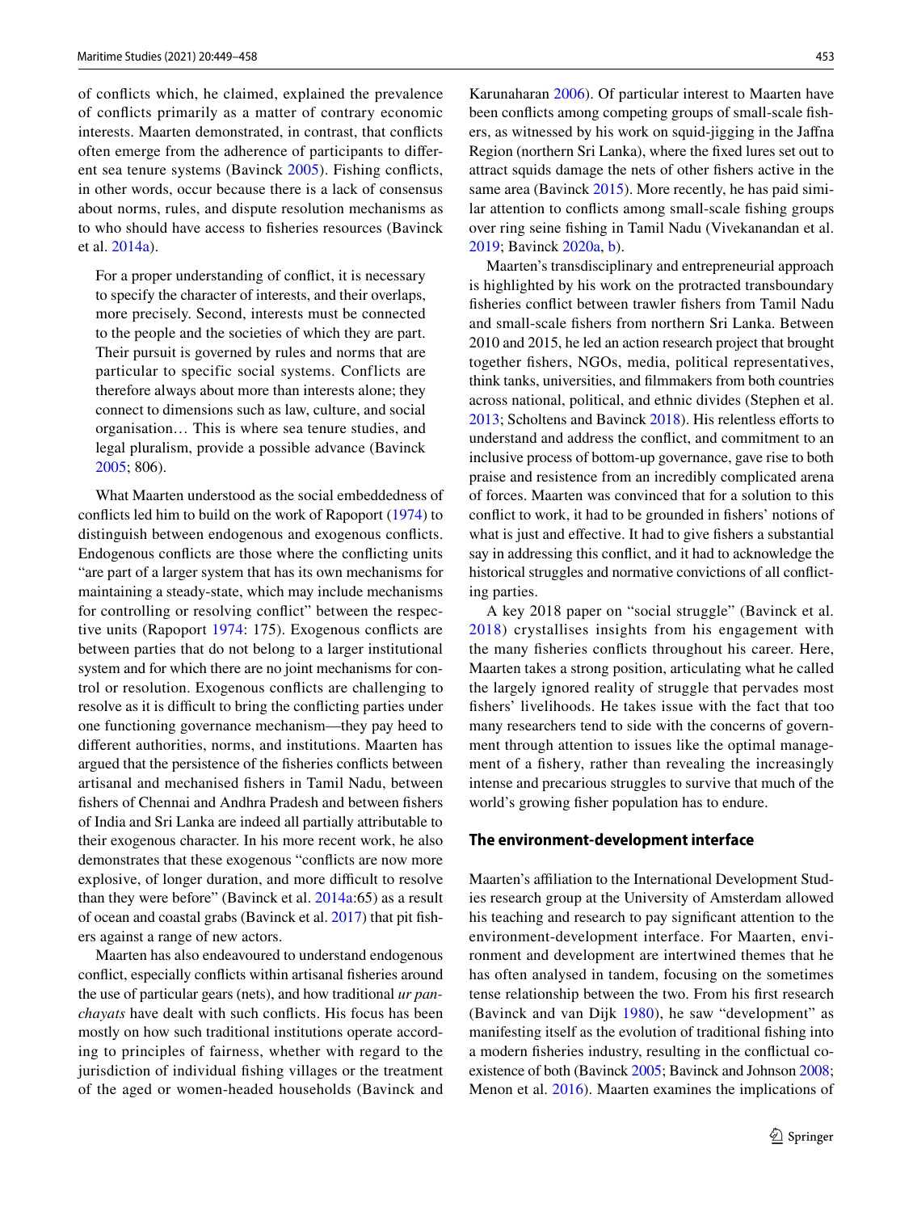of conflicts which, he claimed, explained the prevalence of conflicts primarily as a matter of contrary economic interests. Maarten demonstrated, in contrast, that conflicts often emerge from the adherence of participants to different sea tenure systems (Bavinck 2005). Fishing conflicts, in other words, occur because there is a lack of consensus about norms, rules, and dispute resolution mechanisms as to who should have access to fisheries resources (Bavinck et al. 2014a).

> For a proper understanding of conflict, it is necessary to specify the character of interests, and their overlaps, more precisely. Second, interests must be connected to the people and the societies of which they are part. Their pursuit is governed by rules and norms that are particular to specific social systems. Conflicts are therefore always about more than interests alone; they connect to dimensions such as law, culture, and social organisation… This is where sea tenure studies, and legal pluralism, provide a possible advance (Bavinck 2005; 806).

What Maarten understood as the social embeddedness of conflicts led him to build on the work of Rapoport (1974) to distinguish between endogenous and exogenous conflicts. Endogenous conflicts are those where the conflicting units "are part of a larger system that has its own mechanisms for maintaining a steady-state, which may include mechanisms for controlling or resolving conflict" between the respective units (Rapoport 1974: 175). Exogenous conflicts are between parties that do not belong to a larger institutional system and for which there are no joint mechanisms for control or resolution. Exogenous conflicts are challenging to resolve as it is difficult to bring the conflicting parties under one functioning governance mechanism—they pay heed to different authorities, norms, and institutions. Maarten has argued that the persistence of the fisheries conflicts between artisanal and mechanised fishers in Tamil Nadu, between fishers of Chennai and Andhra Pradesh and between fishers of India and Sri Lanka are indeed all partially attributable to their exogenous character. In his more recent work, he also demonstrates that these exogenous "conflicts are now more explosive, of longer duration, and more difficult to resolve than they were before" (Bavinck et al. 2014a:65) as a result of ocean and coastal grabs (Bavinck et al. 2017) that pit fishers against a range of new actors.

Maarten has also endeavoured to understand endogenous conflict, especially conflicts within artisanal fisheries around the use of particular gears (nets), and how traditional *ur panchayats* have dealt with such conflicts. His focus has been mostly on how such traditional institutions operate according to principles of fairness, whether with regard to the jurisdiction of individual fishing villages or the treatment of the aged or women-headed households (Bavinck and Karunaharan 2006). Of particular interest to Maarten have been conflicts among competing groups of small-scale fishers, as witnessed by his work on squid-jigging in the Jaffna Region (northern Sri Lanka), where the fixed lures set out to attract squids damage the nets of other fishers active in the same area (Bavinck 2015). More recently, he has paid similar attention to conflicts among small-scale fishing groups over ring seine fishing in Tamil Nadu (Vivekanandan et al. 2019; Bavinck 2020a, b).

Maarten's transdisciplinary and entrepreneurial approach is highlighted by his work on the protracted transboundary fisheries conflict between trawler fishers from Tamil Nadu and small-scale fishers from northern Sri Lanka. Between 2010 and 2015, he led an action research project that brought together fishers, NGOs, media, political representatives, think tanks, universities, and filmmakers from both countries across national, political, and ethnic divides (Stephen et al. 2013; Scholtens and Bavinck 2018). His relentless efforts to understand and address the conflict, and commitment to an inclusive process of bottom-up governance, gave rise to both praise and resistence from an incredibly complicated arena of forces. Maarten was convinced that for a solution to this conflict to work, it had to be grounded in fishers' notions of what is just and effective. It had to give fishers a substantial say in addressing this conflict, and it had to acknowledge the historical struggles and normative convictions of all conflicting parties.

A key 2018 paper on "social struggle" (Bavinck et al. 2018) crystallises insights from his engagement with the many fisheries conflicts throughout his career. Here, Maarten takes a strong position, articulating what he called the largely ignored reality of struggle that pervades most fishers' livelihoods. He takes issue with the fact that too many researchers tend to side with the concerns of government through attention to issues like the optimal management of a fishery, rather than revealing the increasingly intense and precarious struggles to survive that much of the world's growing fisher population has to endure.

## The environment-development interface

Maarten's affiliation to the International Development Studies research group at the University of Amsterdam allowed his teaching and research to pay significant attention to the environment-development interface. For Maarten, environment and development are intertwined themes that he has often analysed in tandem, focusing on the sometimes tense relationship between the two. From his first research (Bavinck and van Dijk 1980), he saw "development" as manifesting itself as the evolution of traditional fishing into a modern fisheries industry, resulting in the conflictual co-existence of both (Bavinck 2005; Bavinck and Johnson 2008; Menon et al. 2016). Maarten examines the implications of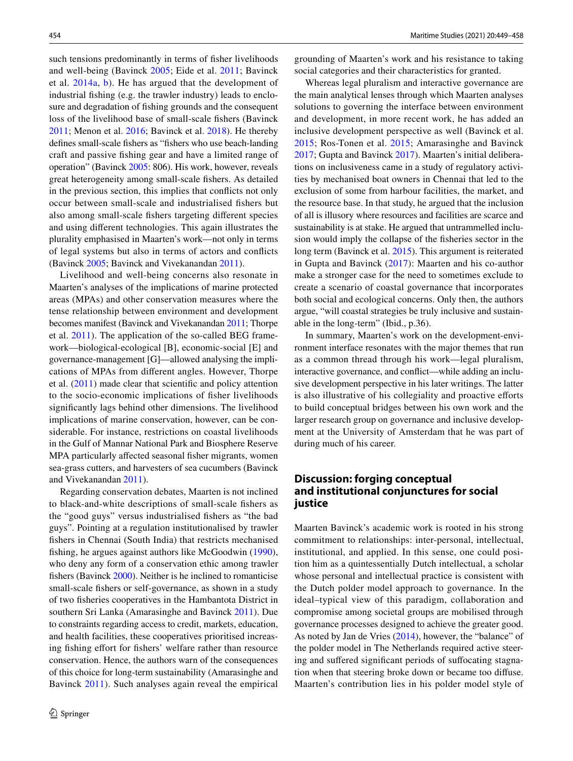such tensions predominantly in terms of fisher livelihoods and well-being (Bavinck 2005; Eide et al. 2011; Bavinck et al. 2014a, b). He has argued that the development of industrial fishing (e.g. the trawler industry) leads to enclosure and degradation of fishing grounds and the consequent loss of the livelihood base of small-scale fishers (Bavinck 2011; Menon et al. 2016; Bavinck et al. 2018). He thereby defines small-scale fishers as "fishers who use beach-landing craft and passive fishing gear and have a limited range of operation" (Bavinck 2005: 806). His work, however, reveals great heterogeneity among small-scale fishers. As detailed in the previous section, this implies that conflicts not only occur between small-scale and industrialised fishers but also among small-scale fishers targeting different species and using different technologies. This again illustrates the plurality emphasised in Maarten's work—not only in terms of legal systems but also in terms of actors and conflicts (Bavinck 2005; Bavinck and Vivekanandan 2011).

Livelihood and well-being concerns also resonate in Maarten's analyses of the implications of marine protected areas (MPAs) and other conservation measures where the tense relationship between environment and development becomes manifest (Bavinck and Vivekanandan 2011; Thorpe et al. 2011). The application of the so-called BEG framework—biological-ecological [B], economic-social [E] and governance-management [G]—allowed analysing the implications of MPAs from different angles. However, Thorpe et al. (2011) made clear that scientific and policy attention to the socio-economic implications of fisher livelihoods significantly lags behind other dimensions. The livelihood implications of marine conservation, however, can be considerable. For instance, restrictions on coastal livelihoods in the Gulf of Mannar National Park and Biosphere Reserve MPA particularly affected seasonal fisher migrants, women sea-grass cutters, and harvesters of sea cucumbers (Bavinck and Vivekanandan 2011).

Regarding conservation debates, Maarten is not inclined to black-and-white descriptions of small-scale fishers as the "good guys" versus industrialised fishers as "the bad guys". Pointing at a regulation institutionalised by trawler fishers in Chennai (South India) that restricts mechanised fishing, he argues against authors like McGoodwin (1990), who deny any form of a conservation ethic among trawler fishers (Bavinck 2000). Neither is he inclined to romanticise small-scale fishers or self-governance, as shown in a study of two fisheries cooperatives in the Hambantota District in southern Sri Lanka (Amarasinghe and Bavinck 2011). Due to constraints regarding access to credit, markets, education, and health facilities, these cooperatives prioritised increasing fishing effort for fishers' welfare rather than resource conservation. Hence, the authors warn of the consequences of this choice for long-term sustainability (Amarasinghe and Bavinck 2011). Such analyses again reveal the empirical grounding of Maarten's work and his resistance to taking social categories and their characteristics for granted.

Whereas legal pluralism and interactive governance are the main analytical lenses through which Maarten analyses solutions to governing the interface between environment and development, in more recent work, he has added an inclusive development perspective as well (Bavinck et al. 2015; Ros-Tonen et al. 2015; Amarasinghe and Bavinck 2017; Gupta and Bavinck 2017). Maarten's initial deliberations on inclusiveness came in a study of regulatory activities by mechanised boat owners in Chennai that led to the exclusion of some from harbour facilities, the market, and the resource base. In that study, he argued that the inclusion of all is illusory where resources and facilities are scarce and sustainability is at stake. He argued that untrammelled inclusion would imply the collapse of the fisheries sector in the long term (Bavinck et al. 2015). This argument is reiterated in Gupta and Bavinck (2017): Maarten and his co-author make a stronger case for the need to sometimes exclude to create a scenario of coastal governance that incorporates both social and ecological concerns. Only then, the authors argue, "will coastal strategies be truly inclusive and sustainable in the long-term" (Ibid., p.36).

In summary, Maarten's work on the development-environment interface resonates with the major themes that run as a common thread through his work—legal pluralism, interactive governance, and conflict—while adding an inclusive development perspective in his later writings. The latter is also illustrative of his collegiality and proactive efforts to build conceptual bridges between his own work and the larger research group on governance and inclusive development at the University of Amsterdam that he was part of during much of his career.

## Discussion: forging conceptual and institutional conjunctures for social justice

Maarten Bavinck's academic work is rooted in his strong commitment to relationships: inter-personal, intellectual, institutional, and applied. In this sense, one could position him as a quintessentially Dutch intellectual, a scholar whose personal and intellectual practice is consistent with the Dutch polder model approach to governance. In the ideal–typical view of this paradigm, collaboration and compromise among societal groups are mobilised through governance processes designed to achieve the greater good. As noted by Jan de Vries (2014), however, the "balance" of the polder model in The Netherlands required active steering and suffered significant periods of suffocating stagnation when that steering broke down or became too diffuse. Maarten's contribution lies in his polder model style of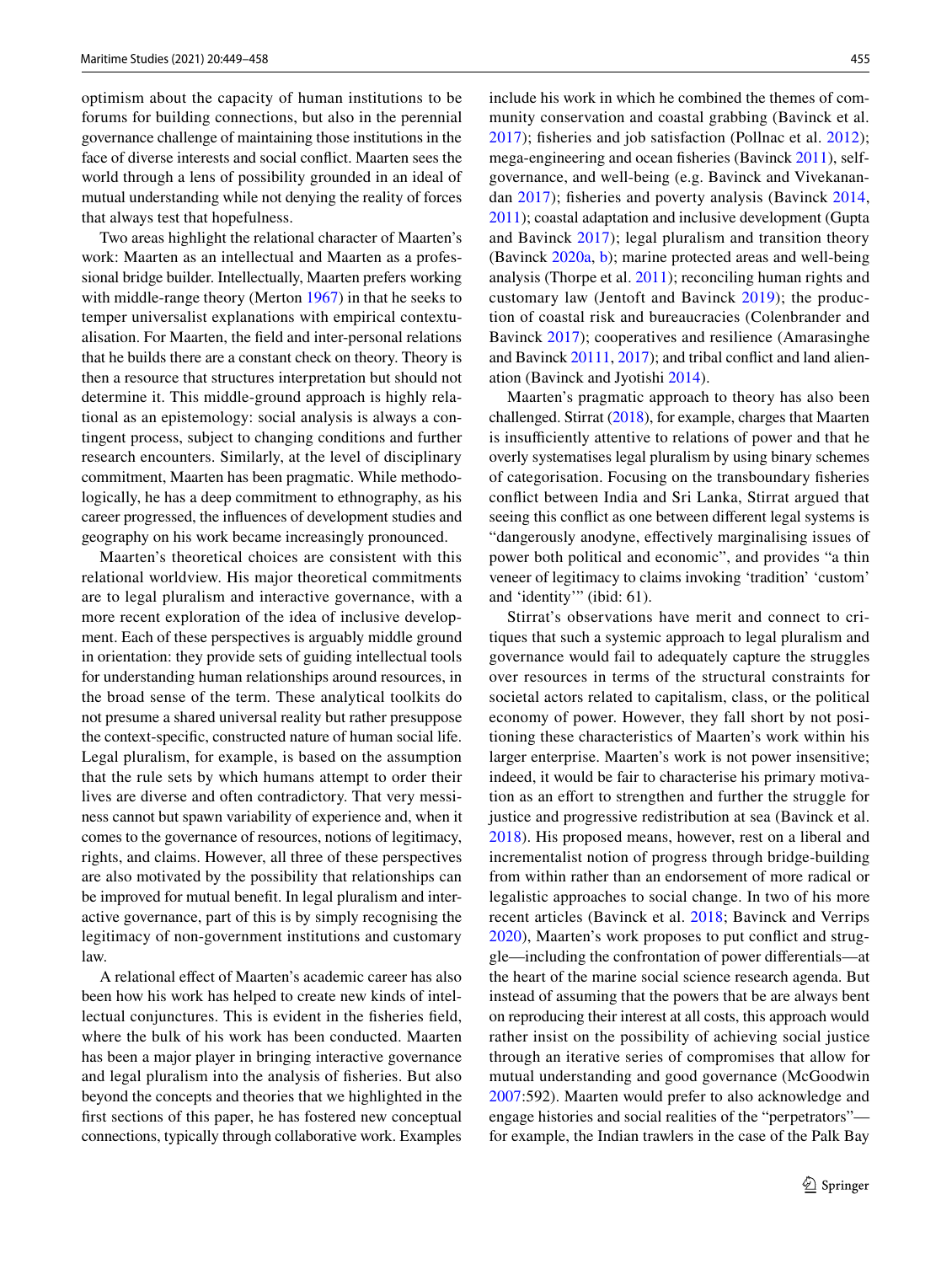optimism about the capacity of human institutions to be forums for building connections, but also in the perennial governance challenge of maintaining those institutions in the face of diverse interests and social conflict. Maarten sees the world through a lens of possibility grounded in an ideal of mutual understanding while not denying the reality of forces that always test that hopefulness.

Two areas highlight the relational character of Maarten's work: Maarten as an intellectual and Maarten as a professional bridge builder. Intellectually, Maarten prefers working with middle-range theory (Merton 1967) in that he seeks to temper universalist explanations with empirical contextualisation. For Maarten, the field and inter-personal relations that he builds there are a constant check on theory. Theory is then a resource that structures interpretation but should not determine it. This middle-ground approach is highly relational as an epistemology: social analysis is always a contingent process, subject to changing conditions and further research encounters. Similarly, at the level of disciplinary commitment, Maarten has been pragmatic. While methodologically, he has a deep commitment to ethnography, as his career progressed, the influences of development studies and geography on his work became increasingly pronounced.

Maarten's theoretical choices are consistent with this relational worldview. His major theoretical commitments are to legal pluralism and interactive governance, with a more recent exploration of the idea of inclusive development. Each of these perspectives is arguably middle ground in orientation: they provide sets of guiding intellectual tools for understanding human relationships around resources, in the broad sense of the term. These analytical toolkits do not presume a shared universal reality but rather presuppose the context-specific, constructed nature of human social life. Legal pluralism, for example, is based on the assumption that the rule sets by which humans attempt to order their lives are diverse and often contradictory. That very messiness cannot but spawn variability of experience and, when it comes to the governance of resources, notions of legitimacy, rights, and claims. However, all three of these perspectives are also motivated by the possibility that relationships can be improved for mutual benefit. In legal pluralism and interactive governance, part of this is by simply recognising the legitimacy of non-government institutions and customary law.

A relational effect of Maarten's academic career has also been how his work has helped to create new kinds of intellectual conjunctures. This is evident in the fisheries field, where the bulk of his work has been conducted. Maarten has been a major player in bringing interactive governance and legal pluralism into the analysis of fisheries. But also beyond the concepts and theories that we highlighted in the first sections of this paper, he has fostered new conceptual connections, typically through collaborative work. Examples include his work in which he combined the themes of community conservation and coastal grabbing (Bavinck et al. 2017); fisheries and job satisfaction (Pollnac et al. 2012); mega-engineering and ocean fisheries (Bavinck 2011), self-governance, and well-being (e.g. Bavinck and Vivekanandan 2017); fisheries and poverty analysis (Bavinck 2014, 2011); coastal adaptation and inclusive development (Gupta and Bavinck 2017); legal pluralism and transition theory (Bavinck 2020a, b); marine protected areas and well-being analysis (Thorpe et al. 2011); reconciling human rights and customary law (Jentoft and Bavinck 2019); the production of coastal risk and bureaucracies (Colenbrander and Bavinck 2017); cooperatives and resilience (Amarasinghe and Bavinck 20111, 2017); and tribal conflict and land alienation (Bavinck and Jyotishi 2014).

Maarten's pragmatic approach to theory has also been challenged. Stirrat (2018), for example, charges that Maarten is insufficiently attentive to relations of power and that he overly systematises legal pluralism by using binary schemes of categorisation. Focusing on the transboundary fisheries conflict between India and Sri Lanka, Stirrat argued that seeing this conflict as one between different legal systems is "dangerously anodyne, effectively marginalising issues of power both political and economic", and provides "a thin veneer of legitimacy to claims invoking 'tradition' 'custom' and 'identity'" (ibid: 61).

Stirrat's observations have merit and connect to critiques that such a systemic approach to legal pluralism and governance would fail to adequately capture the struggles over resources in terms of the structural constraints for societal actors related to capitalism, class, or the political economy of power. However, they fall short by not positioning these characteristics of Maarten's work within his larger enterprise. Maarten's work is not power insensitive; indeed, it would be fair to characterise his primary motivation as an effort to strengthen and further the struggle for justice and progressive redistribution at sea (Bavinck et al. 2018). His proposed means, however, rest on a liberal and incrementalist notion of progress through bridge-building from within rather than an endorsement of more radical or legalistic approaches to social change. In two of his more recent articles (Bavinck et al. 2018; Bavinck and Verrips 2020), Maarten's work proposes to put conflict and struggle—including the confrontation of power differentials—at the heart of the marine social science research agenda. But instead of assuming that the powers that be are always bent on reproducing their interest at all costs, this approach would rather insist on the possibility of achieving social justice through an iterative series of compromises that allow for mutual understanding and good governance (McGoodwin 2007:592). Maarten would prefer to also acknowledge and engage histories and social realities of the "perpetrators"—for example, the Indian trawlers in the case of the Palk Bay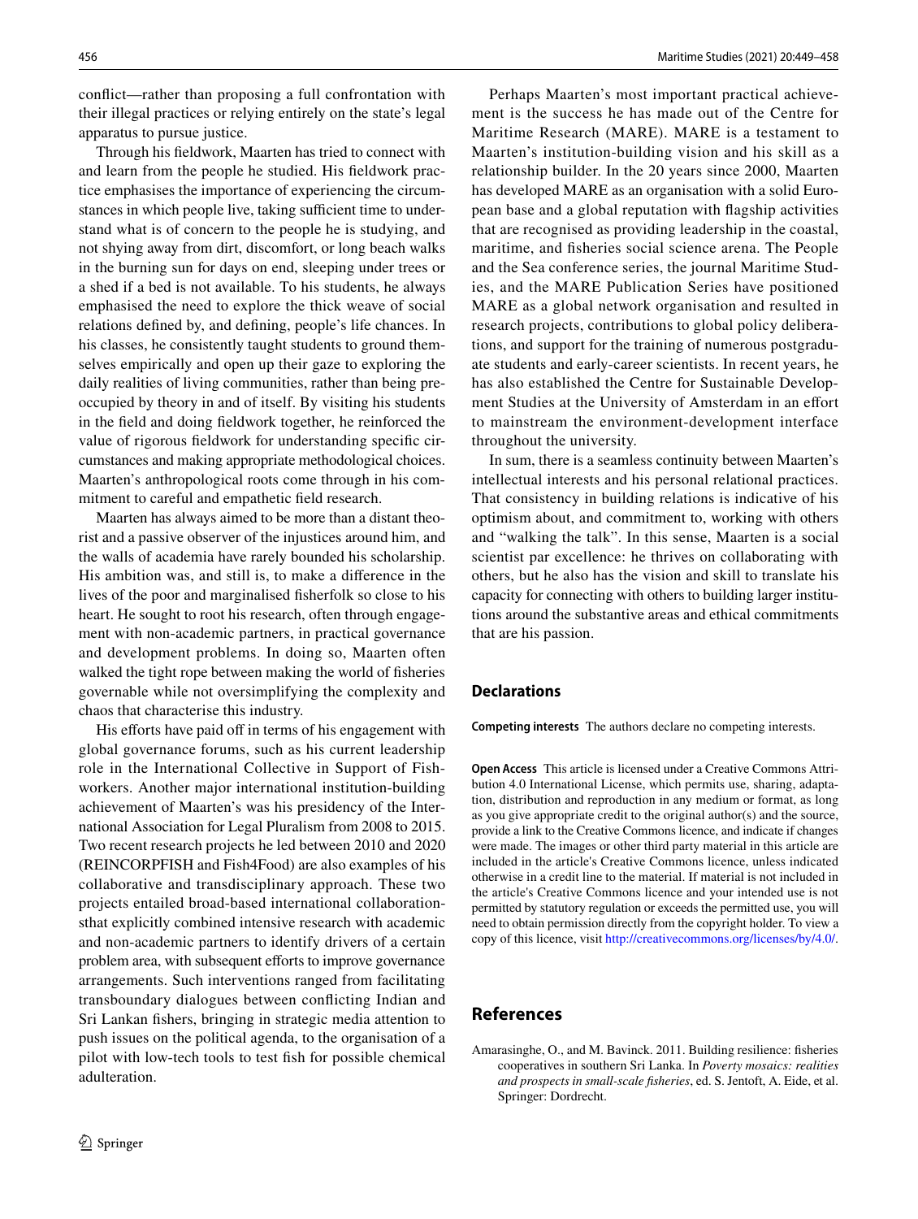conflict—rather than proposing a full confrontation with their illegal practices or relying entirely on the state's legal apparatus to pursue justice.

Through his fieldwork, Maarten has tried to connect with and learn from the people he studied. His fieldwork practice emphasises the importance of experiencing the circumstances in which people live, taking sufficient time to understand what is of concern to the people he is studying, and not shying away from dirt, discomfort, or long beach walks in the burning sun for days on end, sleeping under trees or a shed if a bed is not available. To his students, he always emphasised the need to explore the thick weave of social relations defined by, and defining, people's life chances. In his classes, he consistently taught students to ground themselves empirically and open up their gaze to exploring the daily realities of living communities, rather than being preoccupied by theory in and of itself. By visiting his students in the field and doing fieldwork together, he reinforced the value of rigorous fieldwork for understanding specific circumstances and making appropriate methodological choices. Maarten's anthropological roots come through in his commitment to careful and empathetic field research.

Maarten has always aimed to be more than a distant theorist and a passive observer of the injustices around him, and the walls of academia have rarely bounded his scholarship. His ambition was, and still is, to make a difference in the lives of the poor and marginalised fisherfolk so close to his heart. He sought to root his research, often through engagement with non-academic partners, in practical governance and development problems. In doing so, Maarten often walked the tight rope between making the world of fisheries governable while not oversimplifying the complexity and chaos that characterise this industry.

His efforts have paid off in terms of his engagement with global governance forums, such as his current leadership role in the International Collective in Support of Fishworkers. Another major international institution-building achievement of Maarten's was his presidency of the International Association for Legal Pluralism from 2008 to 2015. Two recent research projects he led between 2010 and 2020 (REINCORPFISH and Fish4Food) are also examples of his collaborative and transdisciplinary approach. These two projects entailed broad-based international collaborationsthat explicitly combined intensive research with academic and non-academic partners to identify drivers of a certain problem area, with subsequent efforts to improve governance arrangements. Such interventions ranged from facilitating transboundary dialogues between conflicting Indian and Sri Lankan fishers, bringing in strategic media attention to push issues on the political agenda, to the organisation of a pilot with low-tech tools to test fish for possible chemical adulteration.

Perhaps Maarten's most important practical achievement is the success he has made out of the Centre for Maritime Research (MARE). MARE is a testament to Maarten's institution-building vision and his skill as a relationship builder. In the 20 years since 2000, Maarten has developed MARE as an organisation with a solid European base and a global reputation with flagship activities that are recognised as providing leadership in the coastal, maritime, and fisheries social science arena. The People and the Sea conference series, the journal Maritime Studies, and the MARE Publication Series have positioned MARE as a global network organisation and resulted in research projects, contributions to global policy deliberations, and support for the training of numerous postgraduate students and early-career scientists. In recent years, he has also established the Centre for Sustainable Development Studies at the University of Amsterdam in an effort to mainstream the environment-development interface throughout the university.

In sum, there is a seamless continuity between Maarten's intellectual interests and his personal relational practices. That consistency in building relations is indicative of his optimism about, and commitment to, working with others and "walking the talk". In this sense, Maarten is a social scientist par excellence: he thrives on collaborating with others, but he also has the vision and skill to translate his capacity for connecting with others to building larger institutions around the substantive areas and ethical commitments that are his passion.

## Declarations

**Competing interests** The authors declare no competing interests.

**Open Access** This article is licensed under a Creative Commons Attribution 4.0 International License, which permits use, sharing, adaptation, distribution and reproduction in any medium or format, as long as you give appropriate credit to the original author(s) and the source, provide a link to the Creative Commons licence, and indicate if changes were made. The images or other third party material in this article are included in the article's Creative Commons licence, unless indicated otherwise in a credit line to the material. If material is not included in the article's Creative Commons licence and your intended use is not permitted by statutory regulation or exceeds the permitted use, you will need to obtain permission directly from the copyright holder. To view a copy of this licence, visit http://creativecommons.org/licenses/by/4.0/.

## References

Amarasinghe, O., and M. Bavinck. 2011. Building resilience: fisheries cooperatives in southern Sri Lanka. In *Poverty mosaics: realities and prospects in small-scale fisheries*, ed. S. Jentoft, A. Eide, et al. Springer: Dordrecht.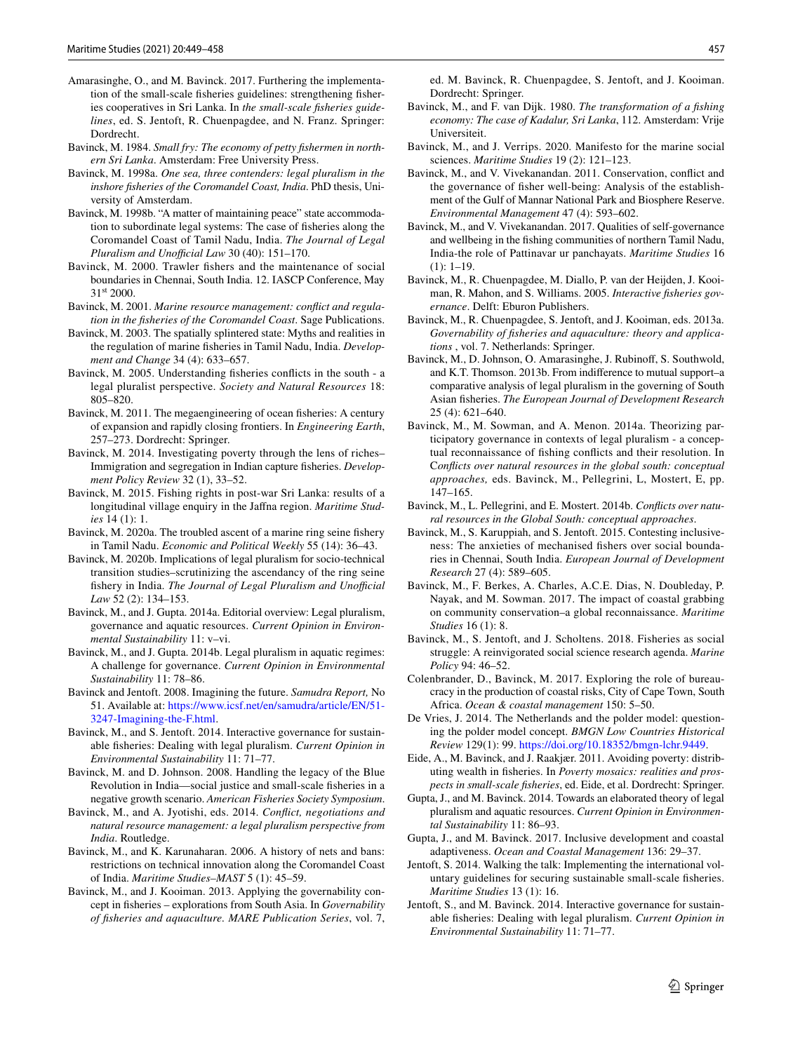Amarasinghe, O., and M. Bavinck. 2017. Furthering the implementation of the small-scale fisheries guidelines: strengthening fisheries cooperatives in Sri Lanka. In *the small-scale fisheries guidelines*, ed. S. Jentoft, R. Chuenpagdee, and N. Franz. Springer: Dordrecht.

Bavinck, M. 1984. *Small fry: The economy of petty fishermen in northern Sri Lanka*. Amsterdam: Free University Press.

Bavinck, M. 1998a. *One sea, three contenders: legal pluralism in the inshore fisheries of the Coromandel Coast, India*. PhD thesis, University of Amsterdam.

Bavinck, M. 1998b. "A matter of maintaining peace" state accommodation to subordinate legal systems: The case of fisheries along the Coromandel Coast of Tamil Nadu, India. *The Journal of Legal Pluralism and Unofficial Law* 30 (40): 151–170.

Bavinck, M. 2000. Trawler fishers and the maintenance of social boundaries in Chennai, South India. 12. IASCP Conference, May 31st 2000.

Bavinck, M. 2001. *Marine resource management: conflict and regulation in the fisheries of the Coromandel Coast*. Sage Publications.

Bavinck, M. 2003. The spatially splintered state: Myths and realities in the regulation of marine fisheries in Tamil Nadu, India. *Development and Change* 34 (4): 633–657.

Bavinck, M. 2005. Understanding fisheries conflicts in the south - a legal pluralist perspective. *Society and Natural Resources* 18: 805–820.

Bavinck, M. 2011. The megaengineering of ocean fisheries: A century of expansion and rapidly closing frontiers. In *Engineering Earth*, 257–273. Dordrecht: Springer.

Bavinck, M. 2014. Investigating poverty through the lens of riches–Immigration and segregation in Indian capture fisheries. *Development Policy Review* 32 (1), 33–52.

Bavinck, M. 2015. Fishing rights in post-war Sri Lanka: results of a longitudinal village enquiry in the Jaffna region. *Maritime Studies* 14 (1): 1.

Bavinck, M. 2020a. The troubled ascent of a marine ring seine fishery in Tamil Nadu. *Economic and Political Weekly* 55 (14): 36–43.

Bavinck, M. 2020b. Implications of legal pluralism for socio-technical transition studies–scrutinizing the ascendancy of the ring seine fishery in India. *The Journal of Legal Pluralism and Unofficial Law* 52 (2): 134–153.

Bavinck, M., and J. Gupta. 2014a. Editorial overview: Legal pluralism, governance and aquatic resources. *Current Opinion in Environmental Sustainability* 11: v–vi.

Bavinck, M., and J. Gupta. 2014b. Legal pluralism in aquatic regimes: A challenge for governance. *Current Opinion in Environmental Sustainability* 11: 78–86.

Bavinck and Jentoft. 2008. Imagining the future. *Samudra Report,* No 51. Available at: https://www.icsf.net/en/samudra/article/EN/51-3247-Imagining-the-F.html.

Bavinck, M., and S. Jentoft. 2014. Interactive governance for sustainable fisheries: Dealing with legal pluralism. *Current Opinion in Environmental Sustainability* 11: 71–77.

Bavinck, M. and D. Johnson. 2008. Handling the legacy of the Blue Revolution in India—social justice and small-scale fisheries in a negative growth scenario. *American Fisheries Society Symposium*.

Bavinck, M., and A. Jyotishi, eds. 2014. *Conflict, negotiations and natural resource management: a legal pluralism perspective from India*. Routledge.

Bavinck, M., and K. Karunaharan. 2006. A history of nets and bans: restrictions on technical innovation along the Coromandel Coast of India. *Maritime Studies–MAST* 5 (1): 45–59.

Bavinck, M., and J. Kooiman. 2013. Applying the governability concept in fisheries – explorations from South Asia. In *Governability of fisheries and aquaculture*. *MARE Publication Series*, vol. 7, ed. M. Bavinck, R. Chuenpagdee, S. Jentoft, and J. Kooiman. Dordrecht: Springer.

Bavinck, M., and F. van Dijk. 1980. *The transformation of a fishing economy: The case of Kadalur, Sri Lanka*, 112. Amsterdam: Vrije Universiteit.

Bavinck, M., and J. Verrips. 2020. Manifesto for the marine social sciences. *Maritime Studies* 19 (2): 121–123.

Bavinck, M., and V. Vivekanandan. 2011. Conservation, conflict and the governance of fisher well-being: Analysis of the establishment of the Gulf of Mannar National Park and Biosphere Reserve. *Environmental Management* 47 (4): 593–602.

Bavinck, M., and V. Vivekanandan. 2017. Qualities of self-governance and wellbeing in the fishing communities of northern Tamil Nadu, India-the role of Pattinavar ur panchayats. *Maritime Studies* 16 (1): 1–19.

Bavinck, M., R. Chuenpagdee, M. Diallo, P. van der Heijden, J. Kooiman, R. Mahon, and S. Williams. 2005. *Interactive fisheries governance*. Delft: Eburon Publishers.

Bavinck, M., R. Chuenpagdee, S. Jentoft, and J. Kooiman, eds. 2013a. *Governability of fisheries and aquaculture: theory and applications* , vol. 7. Netherlands: Springer.

Bavinck, M., D. Johnson, O. Amarasinghe, J. Rubinoff, S. Southwold, and K.T. Thomson. 2013b. From indifference to mutual support–a comparative analysis of legal pluralism in the governing of South Asian fisheries. *The European Journal of Development Research* 25 (4): 621–640.

Bavinck, M., M. Sowman, and A. Menon. 2014a. Theorizing participatory governance in contexts of legal pluralism - a conceptual reconnaissance of fishing conflicts and their resolution. In *Conflicts over natural resources in the global south: conceptual approaches,* eds. Bavinck, M., Pellegrini, L, Mostert, E, pp. 147–165.

Bavinck, M., L. Pellegrini, and E. Mostert. 2014b. *Conflicts over natural resources in the Global South: conceptual approaches*.

Bavinck, M., S. Karuppiah, and S. Jentoft. 2015. Contesting inclusiveness: The anxieties of mechanised fishers over social boundaries in Chennai, South India. *European Journal of Development Research* 27 (4): 589–605.

Bavinck, M., F. Berkes, A. Charles, A.C.E. Dias, N. Doubleday, P. Nayak, and M. Sowman. 2017. The impact of coastal grabbing on community conservation–a global reconnaissance. *Maritime Studies* 16 (1): 8.

Bavinck, M., S. Jentoft, and J. Scholtens. 2018. Fisheries as social struggle: A reinvigorated social science research agenda. *Marine Policy* 94: 46–52.

Colenbrander, D., Bavinck, M. 2017. Exploring the role of bureaucracy in the production of coastal risks, City of Cape Town, South Africa. *Ocean & coastal management* 150: 5–50.

De Vries, J. 2014. The Netherlands and the polder model: questioning the polder model concept. *BMGN Low Countries Historical Review* 129(1): 99. https://doi.org/10.18352/bmgn-lchr.9449.

Eide, A., M. Bavinck, and J. Raakjær. 2011. Avoiding poverty: distributing wealth in fisheries. In *Poverty mosaics: realities and prospects in small-scale fisheries*, ed. Eide, et al. Dordrecht: Springer.

Gupta, J., and M. Bavinck. 2014. Towards an elaborated theory of legal pluralism and aquatic resources. *Current Opinion in Environmental Sustainability* 11: 86–93.

Gupta, J., and M. Bavinck. 2017. Inclusive development and coastal adaptiveness. *Ocean and Coastal Management* 136: 29–37.

Jentoft, S. 2014. Walking the talk: Implementing the international voluntary guidelines for securing sustainable small-scale fisheries. *Maritime Studies* 13 (1): 16.

Jentoft, S., and M. Bavinck. 2014. Interactive governance for sustainable fisheries: Dealing with legal pluralism. *Current Opinion in Environmental Sustainability* 11: 71–77.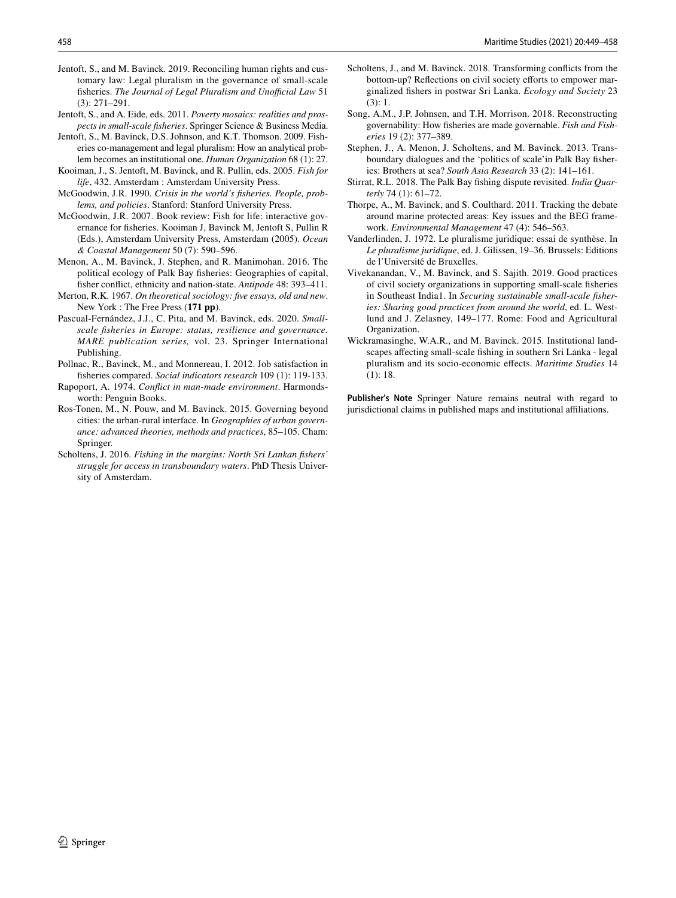Jentoft, S., and M. Bavinck. 2019. Reconciling human rights and customary law: Legal pluralism in the governance of small-scale fisheries. *The Journal of Legal Pluralism and Unofficial Law* 51 (3): 271–291.

Jentoft, S., and A. Eide, eds. 2011. *Poverty mosaics: realities and prospects in small-scale fisheries*. Springer Science & Business Media.

Jentoft, S., M. Bavinck, D.S. Johnson, and K.T. Thomson. 2009. Fisheries co-management and legal pluralism: How an analytical problem becomes an institutional one. *Human Organization* 68 (1): 27.

Kooiman, J., S. Jentoft, M. Bavinck, and R. Pullin, eds. 2005. *Fish for life*, 432. Amsterdam : Amsterdam University Press.

McGoodwin, J.R. 1990. *Crisis in the world's fisheries. People, problems, and policies*. Stanford: Stanford University Press.

McGoodwin, J.R. 2007. Book review: Fish for life: interactive governance for fisheries. Kooiman J, Bavinck M, Jentoft S, Pullin R (Eds.), Amsterdam University Press, Amsterdam (2005). *Ocean & Coastal Management* 50 (7): 590–596.

Menon, A., M. Bavinck, J. Stephen, and R. Manimohan. 2016. The political ecology of Palk Bay fisheries: Geographies of capital, fisher conflict, ethnicity and nation-state. *Antipode* 48: 393–411.

Merton, R.K. 1967. *On theoretical sociology: five essays, old and new*. New York : The Free Press (**171 pp**).

Pascual-Fernández, J.J., C. Pita, and M. Bavinck, eds. 2020. *Small-scale fisheries in Europe: status, resilience and governance. MARE publication series,* vol. 23. Springer International Publishing.

Pollnac, R., Bavinck, M., and Monnereau, I. 2012. Job satisfaction in fisheries compared. *Social indicators research* 109 (1): 119-133.

Rapoport, A. 1974. *Conflict in man-made environment*. Harmondsworth: Penguin Books.

Ros-Tonen, M., N. Pouw, and M. Bavinck. 2015. Governing beyond cities: the urban-rural interface. In *Geographies of urban governance: advanced theories, methods and practices*, 85–105. Cham: Springer.

Scholtens, J. 2016. *Fishing in the margins: North Sri Lankan fishers' struggle for access in transboundary waters*. PhD Thesis University of Amsterdam.

Scholtens, J., and M. Bavinck. 2018. Transforming conflicts from the bottom-up? Reflections on civil society efforts to empower marginalized fishers in postwar Sri Lanka. *Ecology and Society* 23 (3): 1.

Song, A.M., J.P. Johnsen, and T.H. Morrison. 2018. Reconstructing governability: How fisheries are made governable. *Fish and Fisheries* 19 (2): 377–389.

Stephen, J., A. Menon, J. Scholtens, and M. Bavinck. 2013. Transboundary dialogues and the 'politics of scale'in Palk Bay fisheries: Brothers at sea? *South Asia Research* 33 (2): 141–161.

Stirrat, R.L. 2018. The Palk Bay fishing dispute revisited. *India Quarterly* 74 (1): 61–72.

Thorpe, A., M. Bavinck, and S. Coulthard. 2011. Tracking the debate around marine protected areas: Key issues and the BEG framework. *Environmental Management* 47 (4): 546–563.

Vanderlinden, J. 1972. Le pluralisme juridique: essai de synthèse. In *Le pluralisme juridique*, ed. J. Gilissen, 19–36. Brussels: Editions de l'Université de Bruxelles.

Vivekanandan, V., M. Bavinck, and S. Sajith. 2019. Good practices of civil society organizations in supporting small-scale fisheries in Southeast India1. In *Securing sustainable small-scale fisheries: Sharing good practices from around the world*, ed. L. Westlund and J. Zelasney, 149–177. Rome: Food and Agricultural Organization.

Wickramasinghe, W.A.R., and M. Bavinck. 2015. Institutional landscapes affecting small-scale fishing in southern Sri Lanka - legal pluralism and its socio-economic effects. *Maritime Studies* 14 (1): 18.

**Publisher's Note** Springer Nature remains neutral with regard to jurisdictional claims in published maps and institutional affiliations.